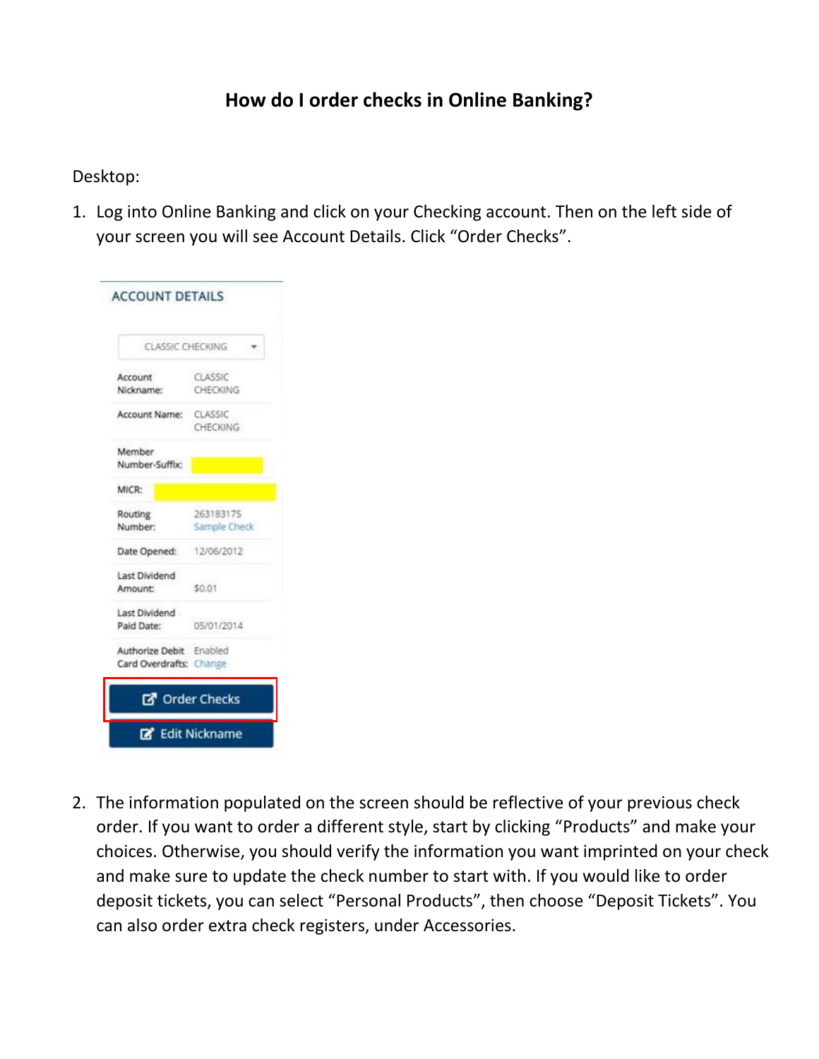# How do I order checks in Online Banking?

Desktop:

1. Log into Online Banking and click on your Checking account. Then on the left side of your screen you will see Account Details. Click "Order Checks".

2. The information populated on the screen should be reflective of your previous check order. If you want to order a different style, start by clicking "Products" and make your choices. Otherwise, you should verify the information you want imprinted on your check and make sure to update the check number to start with. If you would like to order deposit tickets, you can select "Personal Products", then choose "Deposit Tickets". You can also order extra check registers, under Accessories.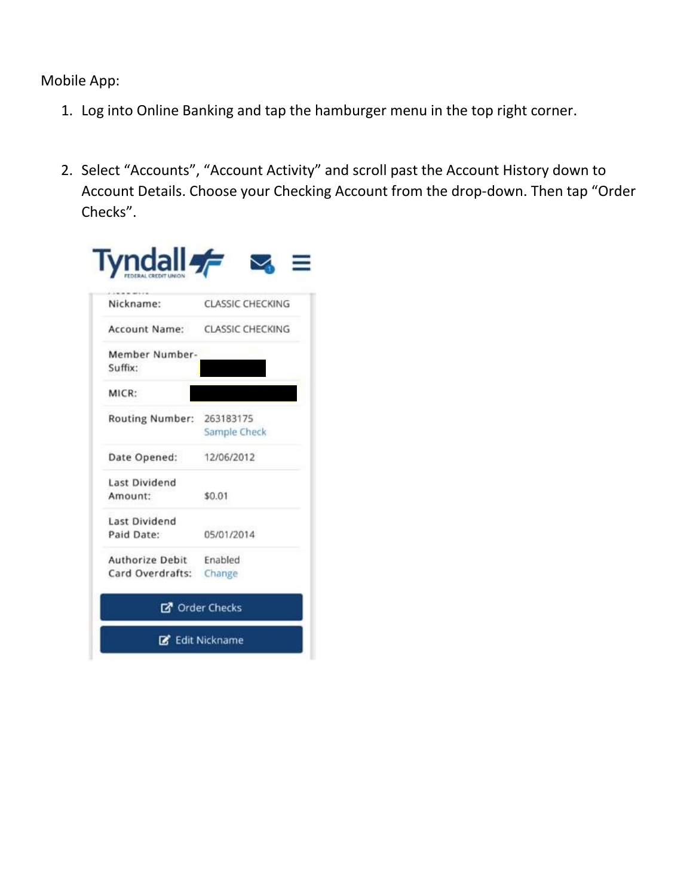Mobile App:

1. Log into Online Banking and tap the hamburger menu in the top right corner.

2. Select "Accounts", "Account Activity" and scroll past the Account History down to Account Details. Choose your Checking Account from the drop-down. Then tap "Order Checks".

Tyndall FEDERAL CREDIT UNION

| | |
|---|---|
| Nickname: | CLASSIC CHECKING |
| Account Name: | CLASSIC CHECKING |
| Member Number-Suffix: | |
| MICR: | |
| Routing Number: | 263183175 Sample Check |
| Date Opened: | 12/06/2012 |
| Last Dividend Amount: | $0.01 |
| Last Dividend Paid Date: | 05/01/2014 |
| Authorize Debit Card Overdrafts: | Enabled Change |

Order Checks

Edit Nickname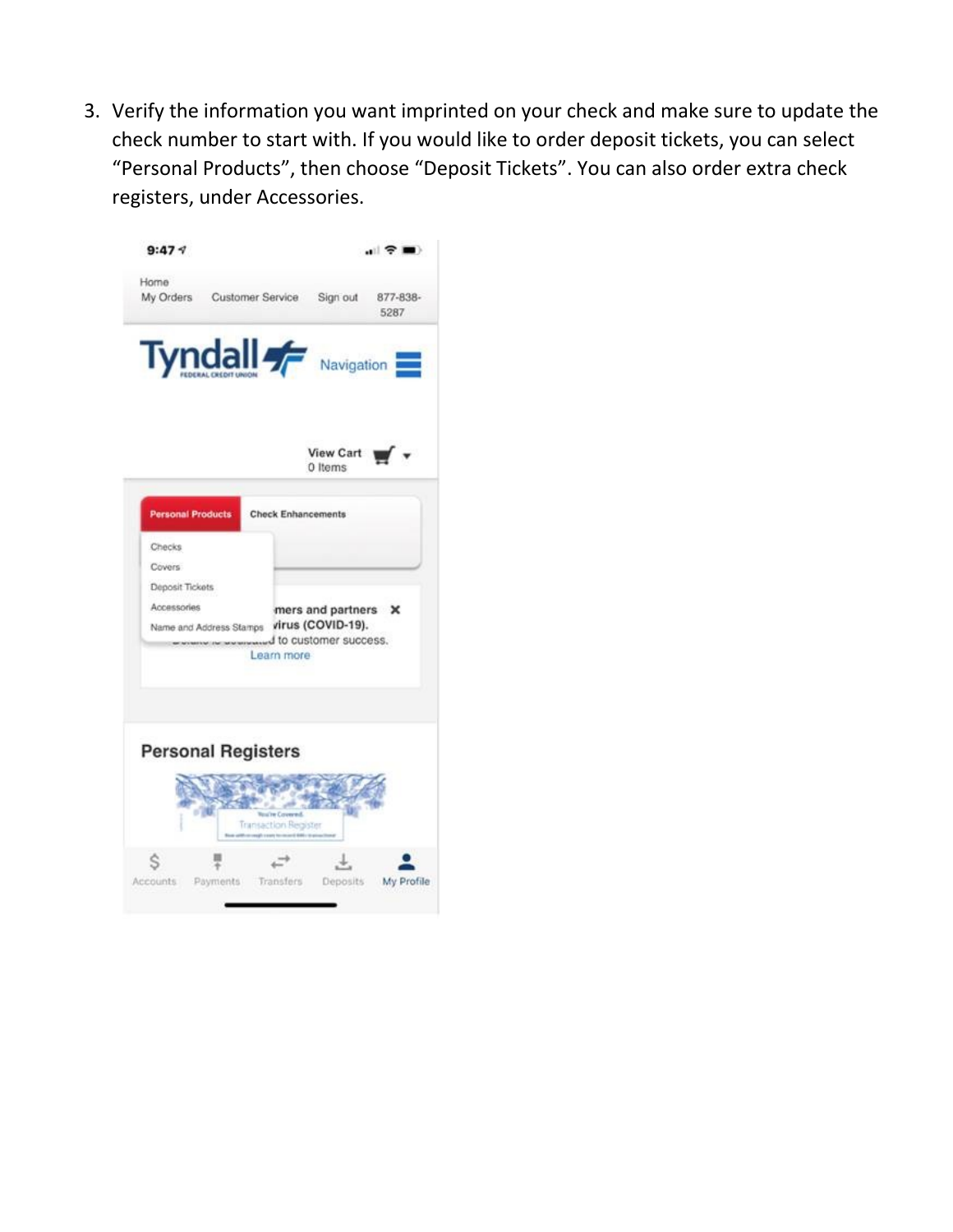3. Verify the information you want imprinted on your check and make sure to update the check number to start with. If you would like to order deposit tickets, you can select "Personal Products", then choose "Deposit Tickets". You can also order extra check registers, under Accessories.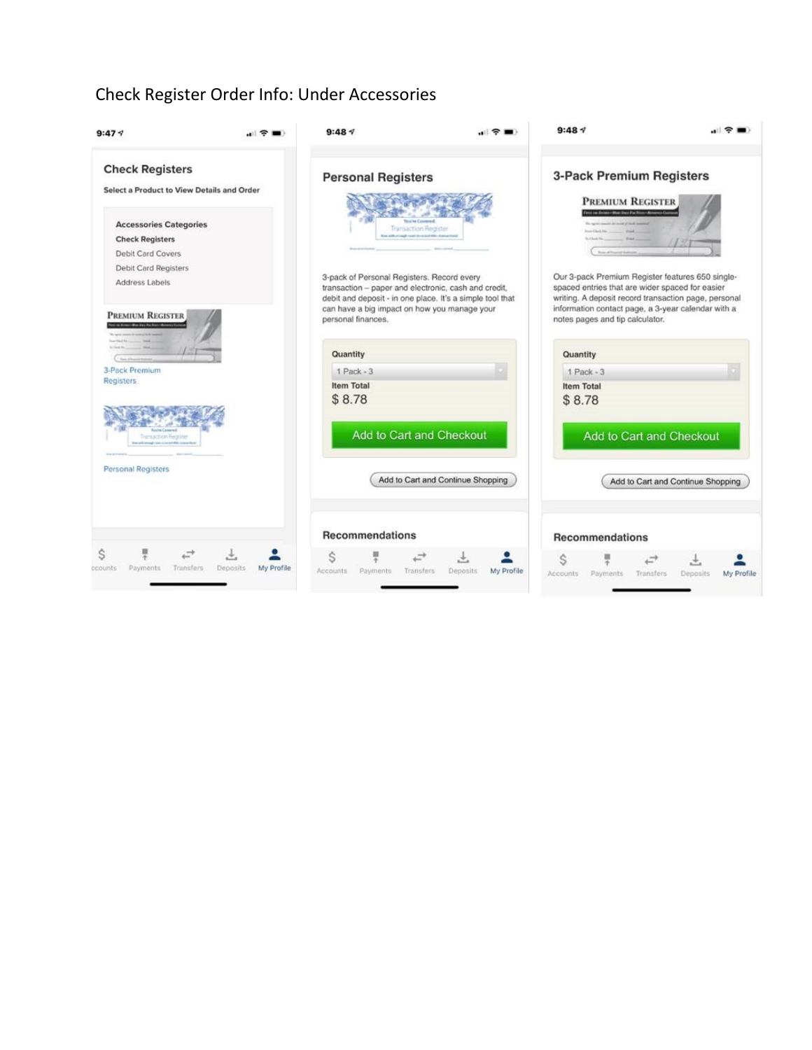Check Register Order Info: Under Accessories

9:47

## Check Registers

**Select a Product to View Details and Order**

**Accessories Categories**
**Check Registers**
Debit Card Covers
Debit Card Registers
Address Labels

3-Pack Premium Registers

Personal Registers

Accounts Payments Transfers Deposits My Profile

9:48

## Personal Registers

3-pack of Personal Registers. Record every transaction – paper and electronic, cash and credit, debit and deposit - in one place. It's a simple tool that can have a big impact on how you manage your personal finances.

**Quantity**
1 Pack - 3
**Item Total**
$ 8.78

Add to Cart and Checkout

Add to Cart and Continue Shopping

**Recommendations**

Accounts Payments Transfers Deposits My Profile

9:48

## 3-Pack Premium Registers

Our 3-pack Premium Register features 650 single-spaced entries that are wider spaced for easier writing. A deposit record transaction page, personal information contact page, a 3-year calendar with a notes pages and tip calculator.

**Quantity**
1 Pack - 3
**Item Total**
$ 8.78

Add to Cart and Checkout

Add to Cart and Continue Shopping

**Recommendations**

Accounts Payments Transfers Deposits My Profile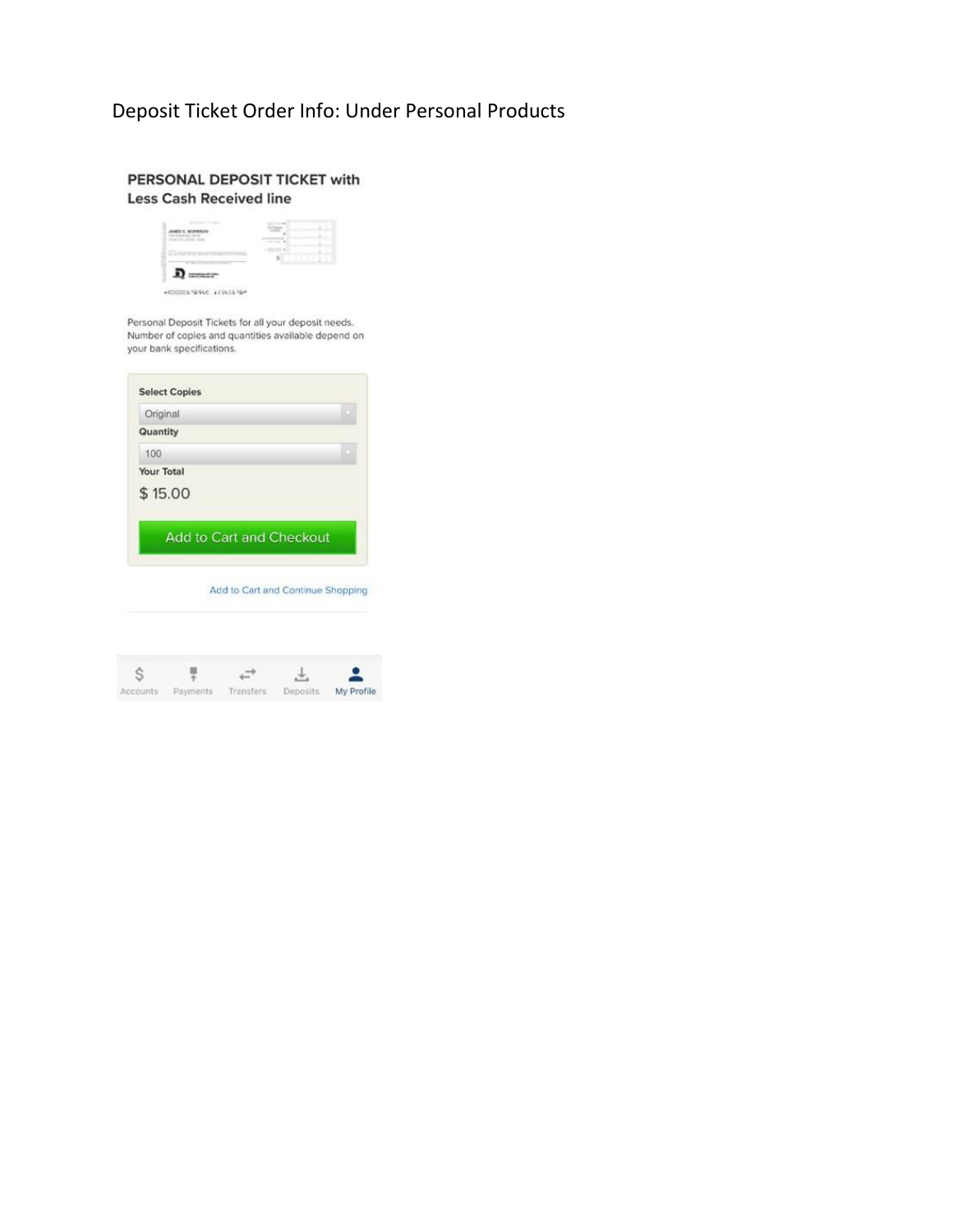Deposit Ticket Order Info: Under Personal Products

**PERSONAL DEPOSIT TICKET with Less Cash Received line**

Personal Deposit Tickets for all your deposit needs. Number of copies and quantities available depend on your bank specifications.

**Select Copies**

Original

**Quantity**

100

**Your Total**

$ 15.00

Add to Cart and Checkout

Add to Cart and Continue Shopping

Accounts | Payments | Transfers | Deposits | My Profile